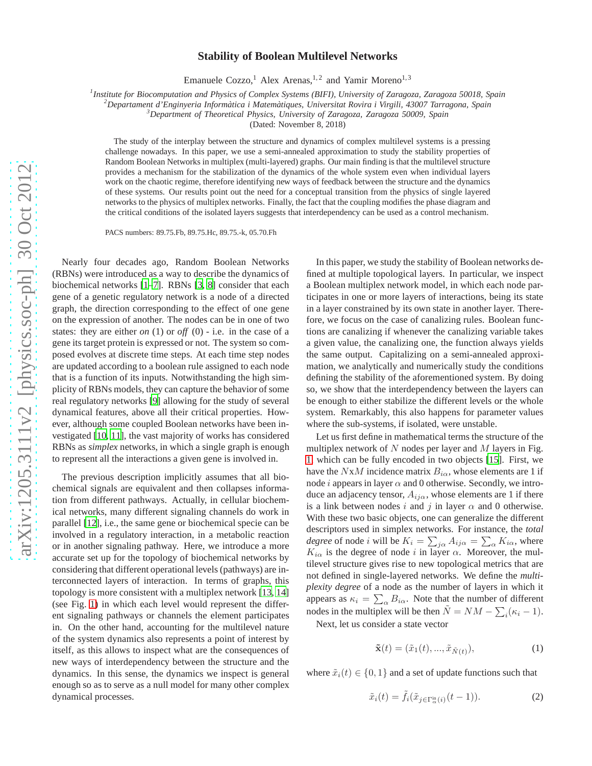# Stability of Boolean Multilevel Networks

Emanuele Cozzo,[1] Alex Arenas,[1,2] and Yamir Moreno[1,3]

[1] *Institute for Biocomputation and Physics of Complex Systems (BIFI), University of Zaragoza, Zaragoza 50018, Spain*
[2] *Departament d'Enginyeria Informàtica i Matemàtiques, Universitat Rovira i Virgili, 43007 Tarragona, Spain*
[3] *Department of Theoretical Physics, University of Zaragoza, Zaragoza 50009, Spain*

(Dated: November 8, 2018)

The study of the interplay between the structure and dynamics of complex multilevel systems is a pressing challenge nowadays. In this paper, we use a semi-annealed approximation to study the stability properties of Random Boolean Networks in multiplex (multi-layered) graphs. Our main finding is that the multilevel structure provides a mechanism for the stabilization of the dynamics of the whole system even when individual layers work on the chaotic regime, therefore identifying new ways of feedback between the structure and the dynamics of these systems. Our results point out the need for a conceptual transition from the physics of single layered networks to the physics of multiplex networks. Finally, the fact that the coupling modifies the phase diagram and the critical conditions of the isolated layers suggests that interdependency can be used as a control mechanism.

PACS numbers: 89.75.Fb, 89.75.Hc, 89.75.-k, 05.70.Fh

Nearly four decades ago, Random Boolean Networks (RBNs) were introduced as a way to describe the dynamics of biochemical networks [1–7]. RBNs [3, 8] consider that each gene of a genetic regulatory network is a node of a directed graph, the direction corresponding to the effect of one gene on the expression of another. The nodes can be in one of two states: they are either *on* (1) or *off* (0) - i.e. in the case of a gene its target protein is expressed or not. The system so composed evolves at discrete time steps. At each time step nodes are updated according to a boolean rule assigned to each node that is a function of its inputs. Notwithstanding the high simplicity of RBNs models, they can capture the behavior of some real regulatory networks [9] allowing for the study of several dynamical features, above all their critical properties. However, although some coupled Boolean networks have been investigated [10, 11], the vast majority of works has considered RBNs as *simplex* networks, in which a single graph is enough to represent all the interactions a given gene is involved in.

The previous description implicitly assumes that all biochemical signals are equivalent and then collapses information from different pathways. Actually, in cellular biochemical networks, many different signaling channels do work in parallel [12], i.e., the same gene or biochemical specie can be involved in a regulatory interaction, in a metabolic reaction or in another signaling pathway. Here, we introduce a more accurate set up for the topology of biochemical networks by considering that different operational levels (pathways) are interconnected layers of interaction. In terms of graphs, this topology is more consistent with a multiplex network [13, 14] (see Fig. 1) in which each level would represent the different signaling pathways or channels the element participates in. On the other hand, accounting for the multilevel nature of the system dynamics also represents a point of interest by itself, as this allows to inspect what are the consequences of new ways of interdependency between the structure and the dynamics. In this sense, the dynamics we inspect is general enough so as to serve as a null model for many other complex dynamical processes.

In this paper, we study the stability of Boolean networks defined at multiple topological layers. In particular, we inspect a Boolean multiplex network model, in which each node participates in one or more layers of interactions, being its state in a layer constrained by its own state in another layer. Therefore, we focus on the case of canalizing rules. Boolean functions are canalizing if whenever the canalizing variable takes a given value, the canalizing one, the function always yields the same output. Capitalizing on a semi-annealed approximation, we analytically and numerically study the conditions defining the stability of the aforementioned system. By doing so, we show that the interdependency between the layers can be enough to either stabilize the different levels or the whole system. Remarkably, this also happens for parameter values where the sub-systems, if isolated, were unstable.

Let us first define in mathematical terms the structure of the multiplex network of $N$ nodes per layer and $M$ layers in Fig. 1 which can be fully encoded in two objects [15]. First, we have the $N$x$M$ incidence matrix $B_{i\alpha}$, whose elements are 1 if node $i$ appears in layer $\alpha$ and 0 otherwise. Secondly, we introduce an adjacency tensor, $A_{ij\alpha}$, whose elements are 1 if there is a link between nodes $i$ and $j$ in layer $\alpha$ and 0 otherwise. With these two basic objects, one can generalize the different descriptors used in simplex networks. For instance, the *total degree* of node $i$ will be $K_i = \sum_{j\alpha} A_{ij\alpha} = \sum_\alpha K_{i\alpha}$, where $K_{i\alpha}$ is the degree of node $i$ in layer $\alpha$. Moreover, the multilevel structure gives rise to new topological metrics that are not defined in single-layered networks. We define the *multiplexity degree* of a node as the number of layers in which it appears as $\kappa_i = \sum_\alpha B_{i\alpha}$. Note that the number of different nodes in the multiplex will be then $\tilde{N} = NM - \sum_i(\kappa_i - 1)$.

Next, let us consider a state vector

$$\tilde{\mathbf{x}}(t) = (\tilde{x}_1(t), ..., \tilde{x}_{\tilde{N}(t)}), \tag{1}$$

where $\tilde{x}_i(t) \in \{0, 1\}$ and a set of update functions such that

$$\tilde{x}_i(t) = \tilde{f}_i(\tilde{x}_{j\in\Gamma^{\text{in}}_\alpha(i)}(t-1)). \tag{2}$$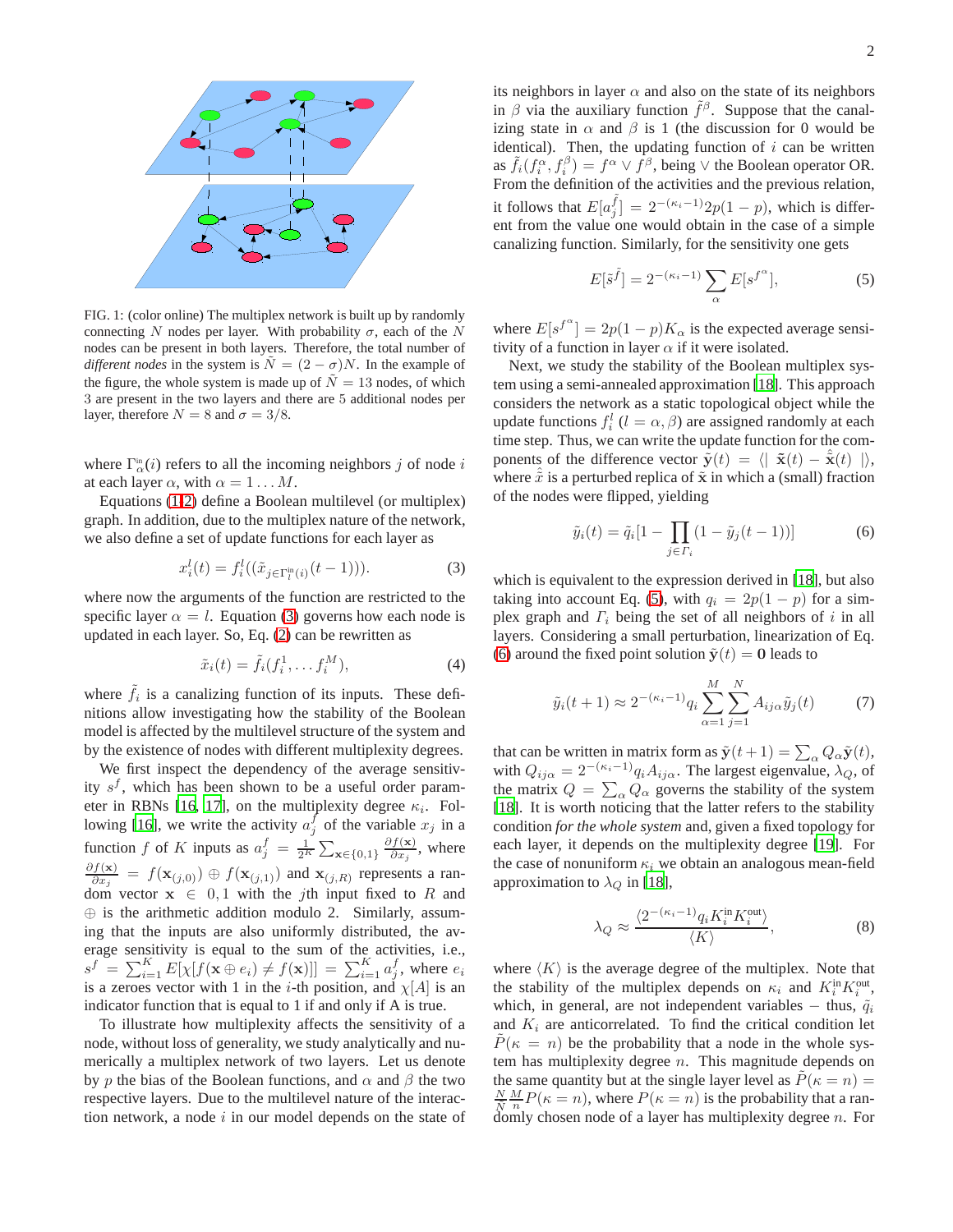FIG. 1: (color online) The multiplex network is built up by randomly connecting $N$ nodes per layer. With probability $\sigma$, each of the $N$ nodes can be present in both layers. Therefore, the total number of *different nodes* in the system is $\tilde{N} = (2-\sigma)N$. In the example of the figure, the whole system is made up of $\tilde{N} = 13$ nodes, of which 3 are present in the two layers and there are 5 additional nodes per layer, therefore $N = 8$ and $\sigma = 3/8$.

where $\Gamma^{in}_{\alpha}(i)$ refers to all the incoming neighbors $j$ of node $i$ at each layer $\alpha$, with $\alpha = 1 \dots M$.

Equations (1,2) define a Boolean multilevel (or multiplex) graph. In addition, due to the multiplex nature of the network, we also define a set of update functions for each layer as

$$x_i^l(t) = f_i^l((\tilde{x}_{j \in \Gamma_l^{in}(i)}(t-1))). \tag{3}$$

where now the arguments of the function are restricted to the specific layer $\alpha = l$. Equation (3) governs how each node is updated in each layer. So, Eq. (2) can be rewritten as

$$\tilde{x}_i(t) = \tilde{f}_i(f_i^1, \dots f_i^M), \tag{4}$$

where $\tilde{f}_i$ is a canalizing function of its inputs. These definitions allow investigating how the stability of the Boolean model is affected by the multilevel structure of the system and by the existence of nodes with different multiplexity degrees.

We first inspect the dependency of the average sensitivity $s^f$, which has been shown to be a useful order parameter in RBNs [16, 17], on the multiplexity degree $\kappa_i$. Following [16], we write the activity $a_j^f$ of the variable $x_j$ in a function $f$ of $K$ inputs as $a_j^f = \frac{1}{2^K}\sum_{\mathbf{x}\in\{0,1\}} \frac{\partial f(\mathbf{x})}{\partial x_j}$, where $\frac{\partial f(\mathbf{x})}{\partial x_j} = f(\mathbf{x}_{(j,0)}) \oplus f(\mathbf{x}_{(j,1)})$ and $\mathbf{x}_{(j,R)}$ represents a random vector $\mathbf{x} \in 0,1$ with the $j$th input fixed to $R$ and $\oplus$ is the arithmetic addition modulo 2. Similarly, assuming that the inputs are also uniformly distributed, the average sensitivity is equal to the sum of the activities, i.e., $s^f = \sum_{i=1}^K E[\chi[f(\mathbf{x}\oplus e_i) \neq f(\mathbf{x})]] = \sum_{i=1}^K a_j^f$, where $e_i$ is a zeroes vector with 1 in the $i$-th position, and $\chi[A]$ is an indicator function that is equal to 1 if and only if A is true.

To illustrate how multiplexity affects the sensitivity of a node, without loss of generality, we study analytically and numerically a multiplex network of two layers. Let us denote by $p$ the bias of the Boolean functions, and $\alpha$ and $\beta$ the two respective layers. Due to the multilevel nature of the interaction network, a node $i$ in our model depends on the state of its neighbors in layer $\alpha$ and also on the state of its neighbors in $\beta$ via the auxiliary function $\tilde{f}^{\beta}$. Suppose that the canalizing state in $\alpha$ and $\beta$ is 1 (the discussion for 0 would be identical). Then, the updating function of $i$ can be written as $\tilde{f}_i(f_i^{\alpha}, f_i^{\beta}) = f^{\alpha} \vee f^{\beta}$, being $\vee$ the Boolean operator OR. From the definition of the activities and the previous relation, it follows that $E[a_j^{\tilde{f}}] = 2^{-(\kappa_i - 1)}2p(1-p)$, which is different from the value one would obtain in the case of a simple canalizing function. Similarly, for the sensitivity one gets

$$E[\tilde{s}^{\tilde{f}}] = 2^{-(\kappa_i-1)} \sum_{\alpha} E[s^{f^{\alpha}}], \tag{5}$$

where $E[s^{f^{\alpha}}] = 2p(1-p)K_{\alpha}$ is the expected average sensitivity of a function in layer $\alpha$ if it were isolated.

Next, we study the stability of the Boolean multiplex system using a semi-annealed approximation [18]. This approach considers the network as a static topological object while the update functions $f_i^l$ $(l = \alpha, \beta)$ are assigned randomly at each time step. Thus, we can write the update function for the components of the difference vector $\tilde{\mathbf{y}}(t) = \langle|\ \tilde{\mathbf{x}}(t) - \hat{\tilde{\mathbf{x}}}(t)\ |\rangle$, where $\hat{\tilde{x}}$ is a perturbed replica of $\tilde{\mathbf{x}}$ in which a (small) fraction of the nodes were flipped, yielding

$$\tilde{y}_i(t) = \tilde{q}_i[1 - \prod_{j \in \Gamma_i}(1 - \tilde{y}_j(t-1))] \tag{6}$$

which is equivalent to the expression derived in [18], but also taking into account Eq. (5), with $q_i = 2p(1-p)$ for a simplex graph and $\Gamma_i$ being the set of all neighbors of $i$ in all layers. Considering a small perturbation, linearization of Eq. (6) around the fixed point solution $\tilde{\mathbf{y}}(t) = \mathbf{0}$ leads to

$$\tilde{y}_i(t+1) \approx 2^{-(\kappa_i - 1)} q_i \sum_{\alpha=1}^{M}\sum_{j=1}^{N} A_{ij\alpha}\tilde{y}_j(t) \tag{7}$$

that can be written in matrix form as $\tilde{\mathbf{y}}(t+1) = \sum_{\alpha} Q_{\alpha}\tilde{\mathbf{y}}(t)$, with $Q_{ij\alpha} = 2^{-(\kappa_i-1)}q_i A_{ij\alpha}$. The largest eigenvalue, $\lambda_Q$, of the matrix $Q = \sum_{\alpha} Q_{\alpha}$ governs the stability of the system [18]. It is worth noticing that the latter refers to the stability condition *for the whole system* and, given a fixed topology for each layer, it depends on the multiplexity degree [19]. For the case of nonuniform $\kappa_i$ we obtain an analogous mean-field approximation to $\lambda_Q$ in [18],

$$\lambda_Q \approx \frac{\langle 2^{-(\kappa_i-1)} q_i K_i^{\rm in} K_i^{\rm out}\rangle}{\langle K \rangle}, \tag{8}$$

where $\langle K \rangle$ is the average degree of the multiplex. Note that the stability of the multiplex depends on $\kappa_i$ and $K_i^{\rm in}K_i^{\rm out}$, which, in general, are not independent variables – thus, $\tilde{q}_i$ and $K_i$ are anticorrelated. To find the critical condition let $\tilde{P}(\kappa = n)$ be the probability that a node in the whole system has multiplexity degree $n$. This magnitude depends on the same quantity but at the single layer level as $\tilde{P}(\kappa = n) = \frac{N}{\tilde{N}}\frac{M}{n}P(\kappa = n)$, where $P(\kappa = n)$ is the probability that a randomly chosen node of a layer has multiplexity degree $n$. For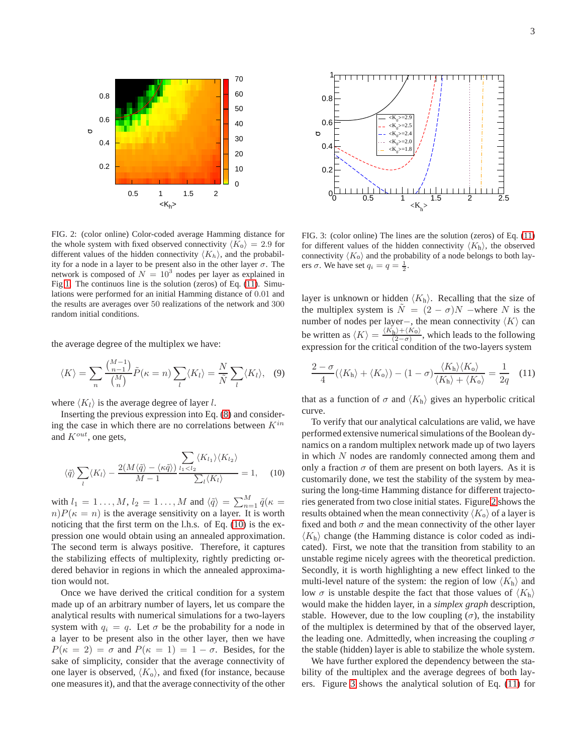FIG. 2: (color online) Color-coded average Hamming distance for the whole system with fixed observed connectivity $\langle K_o \rangle = 2.9$ for different values of the hidden connectivity $\langle K_h \rangle$, and the probability for a node in a layer to be present also in the other layer $\sigma$. The network is composed of $N = 10^3$ nodes per layer as explained in Fig 1. The continuos line is the solution (zeros) of Eq. (11). Simulations were performed for an initial Hamming distance of 0.01 and the results are averages over 50 realizations of the network and 300 random initial conditions.

FIG. 3: (color online) The lines are the solution (zeros) of Eq. (11) for different values of the hidden connectivity $\langle K_h \rangle$, the observed connectivity $\langle K_o \rangle$ and the probability of a node belongs to both layers $\sigma$. We have set $q_i = q = \frac{1}{2}$.

the average degree of the multiplex we have:

$$\langle K \rangle = \sum_n \frac{\binom{M-1}{n-1}}{\binom{M}{n}} \tilde{P}(\kappa = n) \sum_l \langle K_l \rangle = \frac{N}{\tilde{N}} \sum_l \langle K_l \rangle, \quad (9)$$

where $\langle K_l \rangle$ is the average degree of layer $l$.

Inserting the previous expression into Eq. (8) and considering the case in which there are no correlations between $K^{in}$ and $K^{out}$, one gets,

$$\langle \tilde{q} \rangle \sum_l \langle K_l \rangle - \frac{2(M\langle \tilde{q} \rangle - \langle \kappa \tilde{q} \rangle)}{M-1} \frac{\sum_{l_1 < l_2} \langle K_{l_1} \rangle \langle K_{l_2} \rangle}{\sum_l \langle K_l \rangle} = 1, \quad (10)$$

with $l_1 = 1 \ldots, M$, $l_2 = 1 \ldots, M$ and $\langle \tilde{q} \rangle = \sum_{n=1}^{M} \tilde{q}(\kappa = n) P(\kappa = n)$ is the average sensitivity on a layer. It is worth noticing that the first term on the l.h.s. of Eq. (10) is the expression one would obtain using an annealed approximation. The second term is always positive. Therefore, it captures the stabilizing effects of multiplexity, rightly predicting ordered behavior in regions in which the annealed approximation would not.

Once we have derived the critical condition for a system made up of an arbitrary number of layers, let us compare the analytical results with numerical simulations for a two-layers system with $q_i = q$. Let $\sigma$ be the probability for a node in a layer to be present also in the other layer, then we have $P(\kappa = 2) = \sigma$ and $P(\kappa = 1) = 1 - \sigma$. Besides, for the sake of simplicity, consider that the average connectivity of one layer is observed, $\langle K_o \rangle$, and fixed (for instance, because one measures it), and that the average connectivity of the other layer is unknown or hidden $\langle K_h \rangle$. Recalling that the size of the multiplex system is $\tilde{N} = (2 - \sigma)N$ –where $N$ is the number of nodes per layer–, the mean connectivity $\langle K \rangle$ can be written as $\langle K \rangle = \frac{\langle K_h \rangle + \langle K_o \rangle}{(2-\sigma)}$, which leads to the following expression for the critical condition of the two-layers system

$$\frac{2-\sigma}{4}(\langle K_h \rangle + \langle K_o \rangle) - (1-\sigma)\frac{\langle K_h \rangle \langle K_o \rangle}{\langle K_h \rangle + \langle K_o \rangle} = \frac{1}{2q} \quad (11)$$

that as a function of $\sigma$ and $\langle K_h \rangle$ gives an hyperbolic critical curve.

To verify that our analytical calculations are valid, we have performed extensive numerical simulations of the Boolean dynamics on a random multiplex network made up of two layers in which $N$ nodes are randomly connected among them and only a fraction $\sigma$ of them are present on both layers. As it is customarily done, we test the stability of the system by measuring the long-time Hamming distance for different trajectories generated from two close initial states. Figure 2 shows the results obtained when the mean connectivity $\langle K_o \rangle$ of a layer is fixed and both $\sigma$ and the mean connectivity of the other layer $\langle K_h \rangle$ change (the Hamming distance is color coded as indicated). First, we note that the transition from stability to an unstable regime nicely agrees with the theoretical prediction. Secondly, it is worth highlighting a new effect linked to the multi-level nature of the system: the region of low $\langle K_h \rangle$ and low $\sigma$ is unstable despite the fact that those values of $\langle K_h \rangle$ would make the hidden layer, in a *simplex graph* description, stable. However, due to the low coupling ($\sigma$), the instability of the multiplex is determined by that of the observed layer, the leading one. Admittedly, when increasing the coupling $\sigma$ the stable (hidden) layer is able to stabilize the whole system.

We have further explored the dependency between the stability of the multiplex and the average degrees of both layers. Figure 3 shows the analytical solution of Eq. (11) for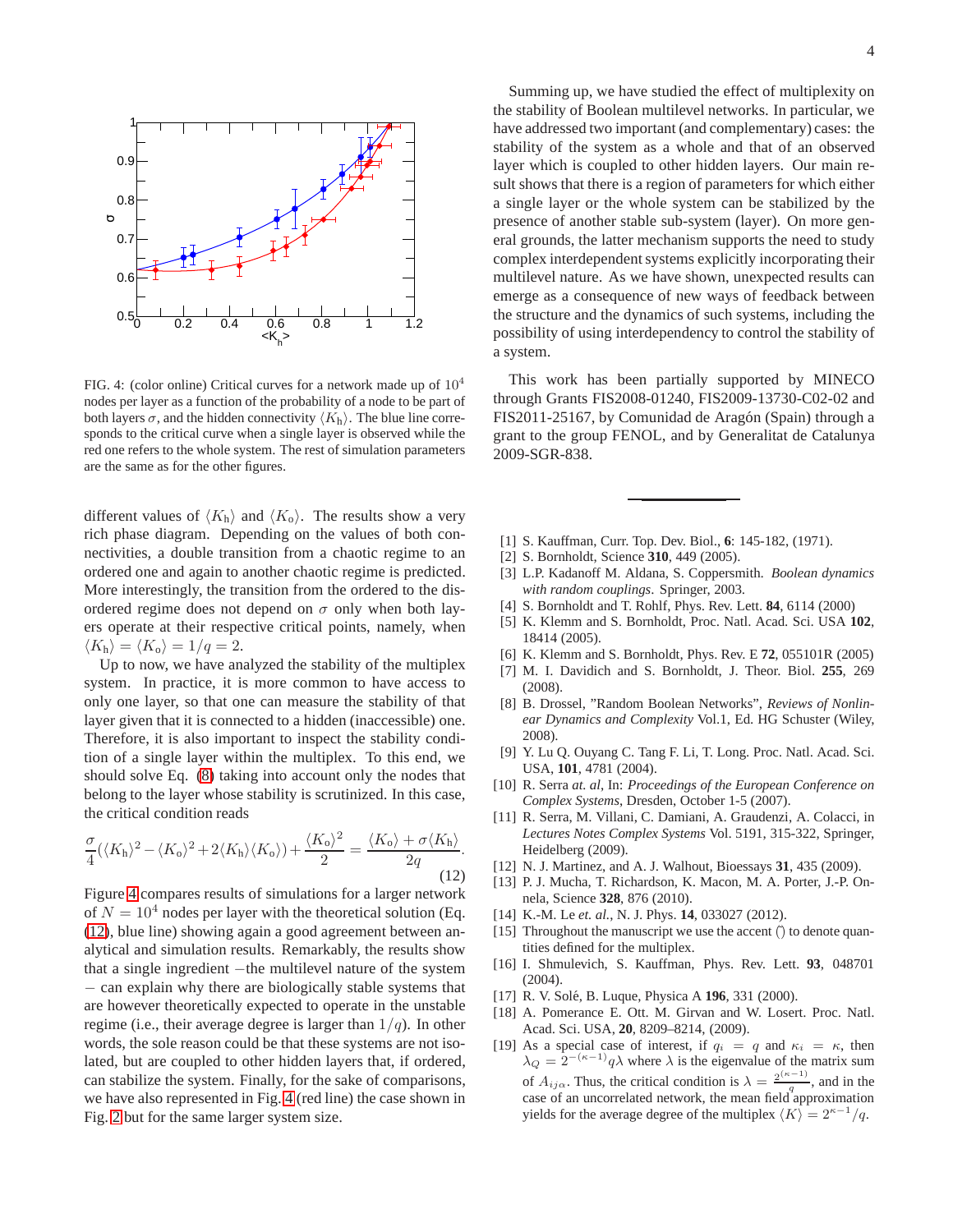1

0.9

0.8

σ

0.7

0.6

0.5

0

0.2

0.4

0.6

0.8

1

1.2

$\langle K_h \rangle$

FIG. 4: (color online) Critical curves for a network made up of $10^4$ nodes per layer as a function of the probability of a node to be part of both layers $\sigma$, and the hidden connectivity $\langle K_h \rangle$. The blue line corresponds to the critical curve when a single layer is observed while the red one refers to the whole system. The rest of simulation parameters are the same as for the other figures.

different values of $\langle K_h \rangle$ and $\langle K_o \rangle$. The results show a very rich phase diagram. Depending on the values of both connectivities, a double transition from a chaotic regime to an ordered one and again to another chaotic regime is predicted. More interestingly, the transition from the ordered to the disordered regime does not depend on $\sigma$ only when both layers operate at their respective critical points, namely, when $\langle K_h \rangle = \langle K_o \rangle = 1/q = 2$.

Up to now, we have analyzed the stability of the multiplex system. In practice, it is more common to have access to only one layer, so that one can measure the stability of that layer given that it is connected to a hidden (inaccessible) one. Therefore, it is also important to inspect the stability condition of a single layer within the multiplex. To this end, we should solve Eq. (8) taking into account only the nodes that belong to the layer whose stability is scrutinized. In this case, the critical condition reads

$$\frac{\sigma}{4}(\langle K_h \rangle^2 - \langle K_o \rangle^2 + 2\langle K_h \rangle \langle K_o \rangle) + \frac{\langle K_o \rangle^2}{2} = \frac{\langle K_o \rangle + \sigma \langle K_h \rangle}{2q}. \tag{12}$$

Figure 4 compares results of simulations for a larger network of $N = 10^4$ nodes per layer with the theoretical solution (Eq. (12), blue line) showing again a good agreement between analytical and simulation results. Remarkably, the results show that a single ingredient $-$the multilevel nature of the system $-$ can explain why there are biologically stable systems that are however theoretically expected to operate in the unstable regime (i.e., their average degree is larger than $1/q$). In other words, the sole reason could be that these systems are not isolated, but are coupled to other hidden layers that, if ordered, can stabilize the system. Finally, for the sake of comparisons, we have also represented in Fig. 4 (red line) the case shown in Fig. 2 but for the same larger system size.

Summing up, we have studied the effect of multiplexity on the stability of Boolean multilevel networks. In particular, we have addressed two important (and complementary) cases: the stability of the system as a whole and that of an observed layer which is coupled to other hidden layers. Our main result shows that there is a region of parameters for which either a single layer or the whole system can be stabilized by the presence of another stable sub-system (layer). On more general grounds, the latter mechanism supports the need to study complex interdependent systems explicitly incorporating their multilevel nature. As we have shown, unexpected results can emerge as a consequence of new ways of feedback between the structure and the dynamics of such systems, including the possibility of using interdependency to control the stability of a system.

This work has been partially supported by MINECO through Grants FIS2008-01240, FIS2009-13730-C02-02 and FIS2011-25167, by Comunidad de Aragón (Spain) through a grant to the group FENOL, and by Generalitat de Catalunya 2009-SGR-838.

---

[1] S. Kauffman, Curr. Top. Dev. Biol., **6**: 145-182, (1971).
[2] S. Bornholdt, Science **310**, 449 (2005).
[3] L.P. Kadanoff M. Aldana, S. Coppersmith. *Boolean dynamics with random couplings*. Springer, 2003.
[4] S. Bornholdt and T. Rohlf, Phys. Rev. Lett. **84**, 6114 (2000)
[5] K. Klemm and S. Bornholdt, Proc. Natl. Acad. Sci. USA **102**, 18414 (2005).
[6] K. Klemm and S. Bornholdt, Phys. Rev. E **72**, 055101R (2005)
[7] M. I. Davidich and S. Bornholdt, J. Theor. Biol. **255**, 269 (2008).
[8] B. Drossel, "Random Boolean Networks", *Reviews of Nonlinear Dynamics and Complexity* Vol.1, Ed. HG Schuster (Wiley, 2008).
[9] Y. Lu Q. Ouyang C. Tang F. Li, T. Long. Proc. Natl. Acad. Sci. USA, **101**, 4781 (2004).
[10] R. Serra *at. al*, In: *Proceedings of the European Conference on Complex Systems*, Dresden, October 1-5 (2007).
[11] R. Serra, M. Villani, C. Damiani, A. Graudenzi, A. Colacci, in *Lectures Notes Complex Systems* Vol. 5191, 315-322, Springer, Heidelberg (2009).
[12] N. J. Martinez, and A. J. Walhout, Bioessays **31**, 435 (2009).
[13] P. J. Mucha, T. Richardson, K. Macon, M. A. Porter, J.-P. Onnela, Science **328**, 876 (2010).
[14] K.-M. Le *et. al.*, N. J. Phys. **14**, 033027 (2012).
[15] Throughout the manuscript we use the accent () to denote quantities defined for the multiplex.
[16] I. Shmulevich, S. Kauffman, Phys. Rev. Lett. **93**, 048701 (2004).
[17] R. V. Solé, B. Luque, Physica A **196**, 331 (2000).
[18] A. Pomerance E. Ott. M. Girvan and W. Losert. Proc. Natl. Acad. Sci. USA, **20**, 8209–8214, (2009).
[19] As a special case of interest, if $q_i = q$ and $\kappa_i = \kappa$, then $\lambda_Q = 2^{-(\kappa-1)} q\lambda$ where $\lambda$ is the eigenvalue of the matrix sum of $A_{ij\alpha}$. Thus, the critical condition is $\lambda = \frac{2^{(\kappa-1)}}{q}$, and in the case of an uncorrelated network, the mean field approximation yields for the average degree of the multiplex $\langle K \rangle = 2^{\kappa-1}/q$.